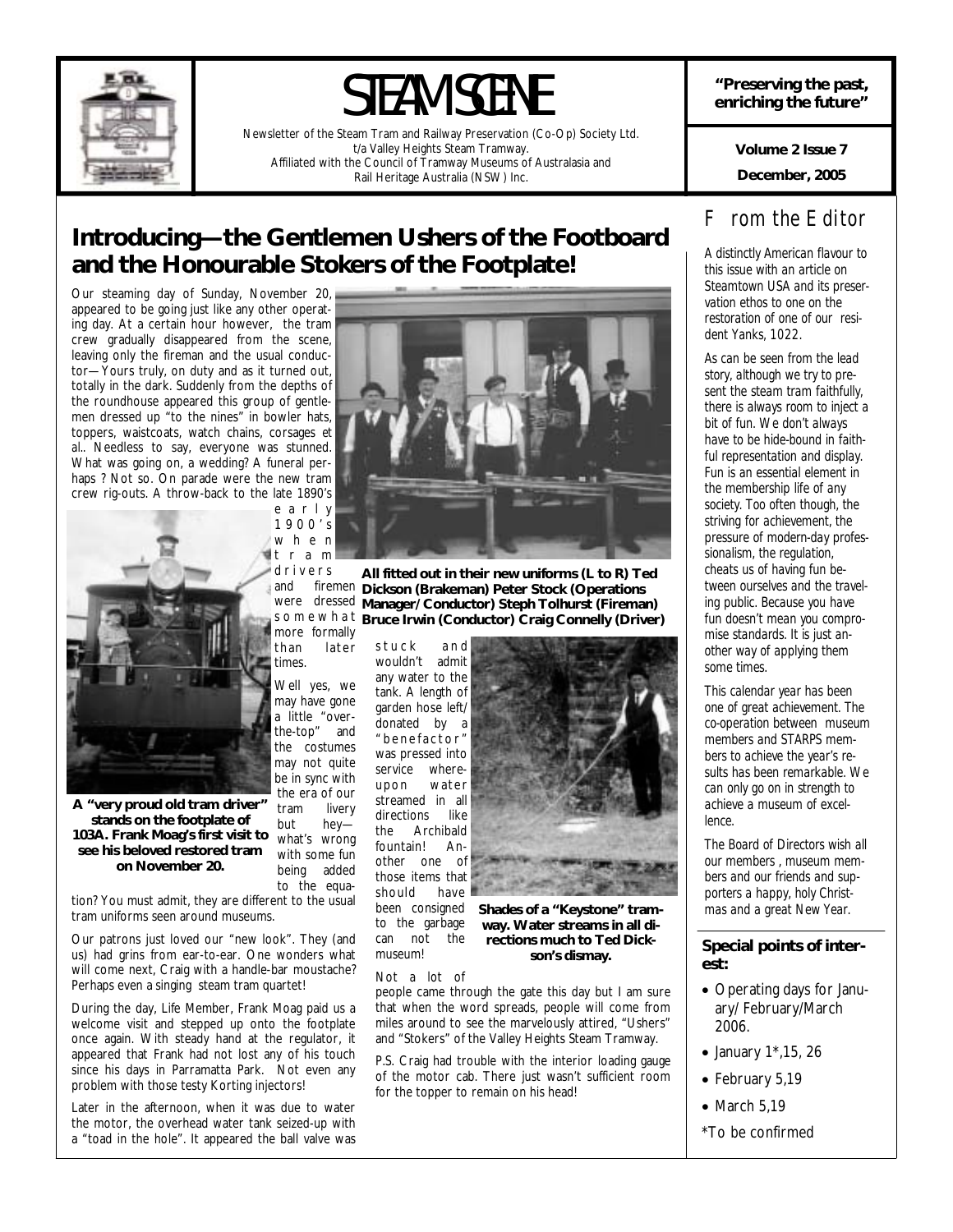# STEAM SCENE

Newsletter of the Steam Tram and Railway Preservation (Co-Op) Society Ltd.
t/a Valley Heights Steam Tramway.
Affiliated with the Council of Tramway Museums of Australasia and
Rail Heritage Australia (NSW) Inc.

**"Preserving the past, enriching the future"**

**Volume 2 Issue 7**

**December, 2005**

## Introducing—the Gentlemen Ushers of the Footboard and the Honourable Stokers of the Footplate!

Our steaming day of Sunday, November 20, appeared to be going just like any other operating day. At a certain hour however, the tram crew gradually disappeared from the scene, leaving only the fireman and the usual conductor—Yours truly, on duty and as it turned out, totally in the dark. Suddenly from the depths of the roundhouse appeared this group of gentlemen dressed up "to the nines" in bowler hats, toppers, waistcoats, watch chains, corsages et al.. Needless to say, everyone was stunned. What was going on, a wedding? A funeral perhaps ? Not so. On parade were the new tram crew rig-outs. A throw-back to the late 1890's early 1900's when tram drivers and firemen were dressed somewhat more formally than later times.

**All fitted out in their new uniforms (L to R) Ted Dickson (Brakeman) Peter Stock (Operations Manager/Conductor) Steph Tolhurst (Fireman) Bruce Irwin (Conductor) Craig Connelly (Driver)**

**A "very proud old tram driver" stands on the footplate of 103A. Frank Moag's first visit to see his beloved restored tram on November 20.**

Well yes, we may have gone a little "over-the-top" and the costumes may not quite be in sync with the era of our tram livery but hey—what's wrong with some fun being added to the equation? You must admit, they are different to the usual tram uniforms seen around museums.

Our patrons just loved our "new look". They (and us) had grins from ear-to-ear. One wonders what will come next, Craig with a handle-bar moustache? Perhaps even a singing steam tram quartet!

During the day, Life Member, Frank Moag paid us a welcome visit and stepped up onto the footplate once again. With steady hand at the regulator, it appeared that Frank had not lost any of his touch since his days in Parramatta Park. Not even any problem with those testy Korting injectors!

Later in the afternoon, when it was due to water the motor, the overhead water tank seized-up with a "toad in the hole". It appeared the ball valve was stuck and wouldn't admit any water to the tank. A length of garden hose left/donated by a "benefactor" was pressed into service whereupon water streamed in all directions like the Archibald fountain! Another one of those items that should have been consigned to the garbage can not the museum!

**Shades of a "Keystone" tramway. Water streams in all directions much to Ted Dickson's dismay.**

Not a lot of people came through the gate this day but I am sure that when the word spreads, people will come from miles around to see the marvelously attired, "Ushers" and "Stokers" of the Valley Heights Steam Tramway.

P.S. Craig had trouble with the interior loading gauge of the motor cab. There just wasn't sufficient room for the topper to remain on his head!

## From the Editor

*A distinctly American flavour to this issue with an article on Steamtown USA and its preservation ethos to one on the restoration of one of our resident Yanks, 1022.*

*As can be seen from the lead story, although we try to present the steam tram faithfully, there is always room to inject a bit of fun. We don't always have to be hide-bound in faithful representation and display. Fun is an essential element in the membership life of any society. Too often though, the striving for achievement, the pressure of modern-day professionalism, the regulation, cheats us of having fun between ourselves and the traveling public. Because you have fun doesn't mean you compromise standards. It is just another way of applying them some times.*

*This calendar year has been one of great achievement. The co-operation between museum members and STARPS members to achieve the year's results has been remarkable. We can only go on in strength to achieve a museum of excellence.*

*The Board of Directors wish all our members , museum members and our friends and supporters a happy, holy Christmas and a great New Year.*

### Special points of interest:

- Operating days for January/February/March 2006.
- January 1*,15, 26
- February 5,19
- March 5,19

*To be confirmed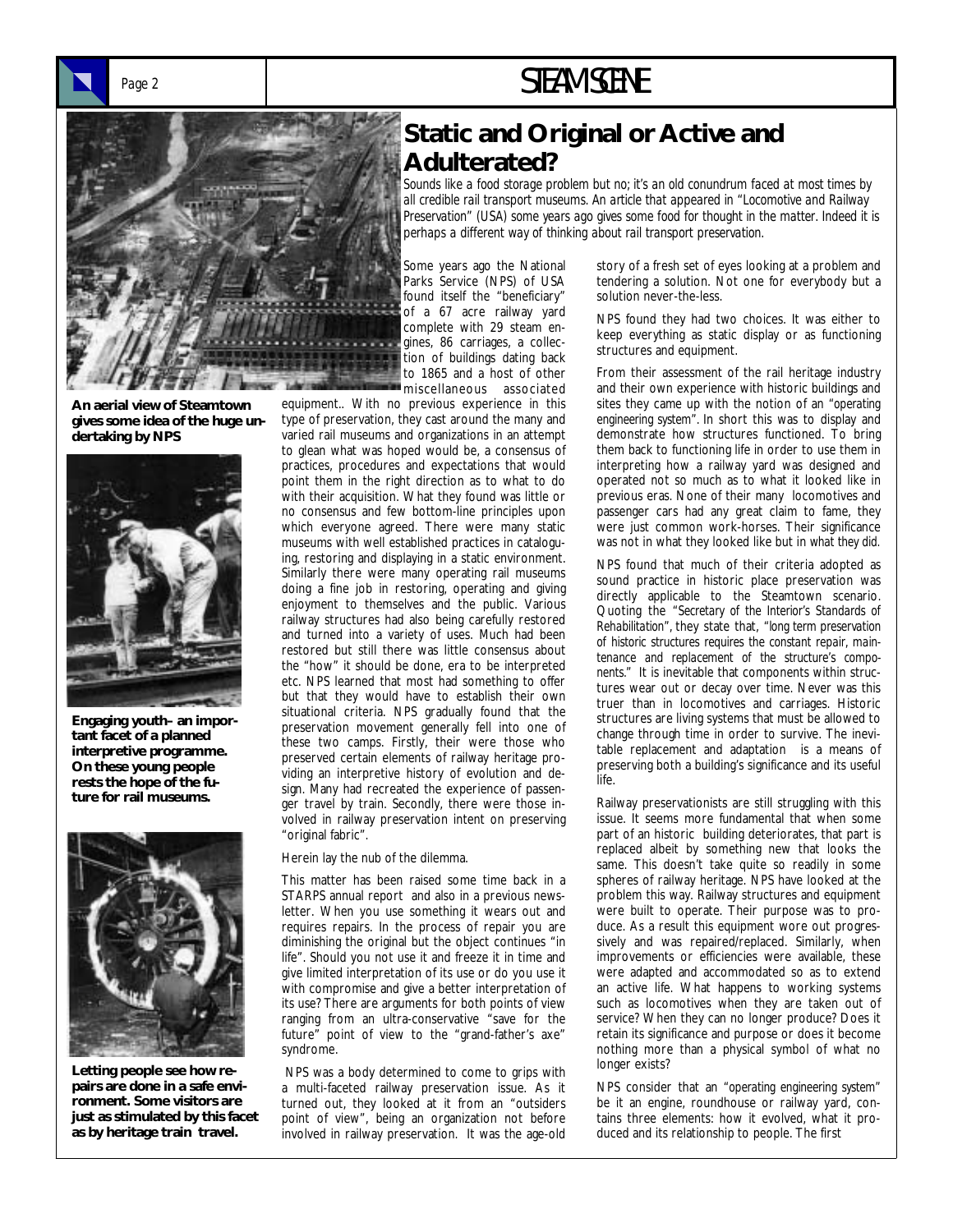# Static and Original or Active and Adulterated?

*Sounds like a food storage problem but no; it's an old conundrum faced at most times by all credible rail transport museums. An article that appeared in "Locomotive and Railway Preservation" (USA) some years ago gives some food for thought in the matter. Indeed it is perhaps a different way of thinking about rail transport preservation.*

**An aerial view of Steamtown gives some idea of the huge undertaking by NPS**

**Engaging youth– an important facet of a planned interpretive programme. On these young people rests the hope of the future for rail museums.**

**Letting people see how repairs are done in a safe environment. Some visitors are just as stimulated by this facet as by heritage train travel.**

Some years ago the National Parks Service (NPS) of USA found itself the "beneficiary" of a 67 acre railway yard complete with 29 steam engines, 86 carriages, a collection of buildings dating back to 1865 and a host of other miscellaneous associated equipment.. With no previous experience in this type of preservation, they cast around the many and varied rail museums and organizations in an attempt to glean what was hoped would be, a consensus of practices, procedures and expectations that would point them in the right direction as to what to do with their acquisition. What they found was little or no consensus and few bottom-line principles upon which everyone agreed. There were many static museums with well established practices in cataloguing, restoring and displaying in a static environment. Similarly there were many operating rail museums doing a fine job in restoring, operating and giving enjoyment to themselves and the public. Various railway structures had also being carefully restored and turned into a variety of uses. Much had been restored but still there was little consensus about the "how" it should be done, era to be interpreted etc. NPS learned that most had something to offer but that they would have to establish their own situational criteria. NPS gradually found that the preservation movement generally fell into one of these two camps. Firstly, their were those who preserved certain elements of railway heritage providing an interpretive history of evolution and design. Many had recreated the experience of passenger travel by train. Secondly, there were those involved in railway preservation intent on preserving "original fabric".

Herein lay the nub of the dilemma.

This matter has been raised some time back in a STARPS annual report and also in a previous newsletter. When you use something it wears out and requires repairs. In the process of repair you are diminishing the original but the object continues "in life". Should you not use it and freeze it in time and give limited interpretation of its use or do you use it with compromise and give a better interpretation of its use? There are arguments for both points of view ranging from an ultra-conservative "save for the future" point of view to the "grand-father's axe" syndrome.

NPS was a body determined to come to grips with a multi-faceted railway preservation issue. As it turned out, they looked at it from an "outsiders point of view", being an organization not before involved in railway preservation. It was the age-old story of a fresh set of eyes looking at a problem and tendering a solution. Not one for everybody but a solution never-the-less.

NPS found they had two choices. It was either to keep everything as static display or as functioning structures and equipment.

From their assessment of the rail heritage industry and their own experience with historic buildings and sites they came up with the notion of an "operating engineering system". In short this was to display and demonstrate how structures functioned. To bring them back to functioning life in order to use them in interpreting how a railway yard was designed and operated not so much as to what it looked like in previous eras. None of their many locomotives and passenger cars had any great claim to fame, they were just common work-horses. Their significance was not in what they looked like but in what they did.

NPS found that much of their criteria adopted as sound practice in historic place preservation was directly applicable to the Steamtown scenario. Quoting the "Secretary of the Interior's Standards of Rehabilitation", they state that, "long term preservation of historic structures requires the constant repair, maintenance and replacement of the structure's components." It is inevitable that components within structures wear out or decay over time. Never was this truer than in locomotives and carriages. Historic structures are living systems that must be allowed to change through time in order to survive. The inevitable replacement and adaptation is a means of preserving both a building's significance and its useful life.

Railway preservationists are still struggling with this issue. It seems more fundamental that when some part of an historic building deteriorates, that part is replaced albeit by something new that looks the same. This doesn't take quite so readily in some spheres of railway heritage. NPS have looked at the problem this way. Railway structures and equipment were built to operate. Their purpose was to produce. As a result this equipment wore out progressively and was repaired/replaced. Similarly, when improvements or efficiencies were available, these were adapted and accommodated so as to extend an active life. What happens to working systems such as locomotives when they are taken out of service? When they can no longer produce? Does it retain its significance and purpose or does it become nothing more than a physical symbol of what no longer exists?

NPS consider that an "operating engineering system" be it an engine, roundhouse or railway yard, contains three elements: how it evolved, what it produced and its relationship to people. The first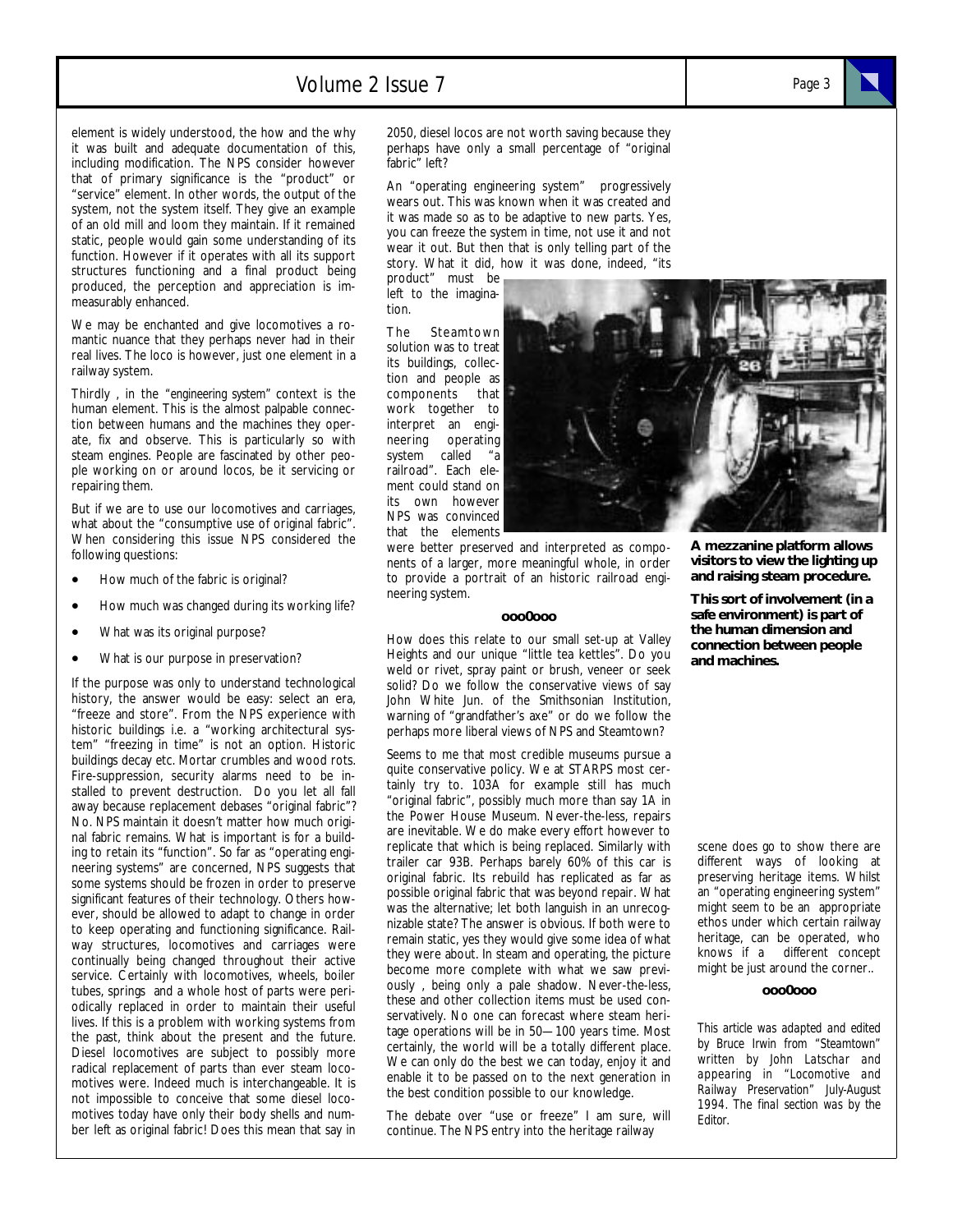element is widely understood, the how and the why it was built and adequate documentation of this, including modification. The NPS consider however that of primary significance is the "product" or "service" element. In other words, the output of the system, not the system itself. They give an example of an old mill and loom they maintain. If it remained static, people would gain some understanding of its function. However if it operates with all its support structures functioning and a final product being produced, the perception and appreciation is immeasurably enhanced.

We may be enchanted and give locomotives a romantic nuance that they perhaps never had in their real lives. The loco is however, just one element in a railway system.

Thirdly , in the "engineering system" context is the human element. This is the almost palpable connection between humans and the machines they operate, fix and observe. This is particularly so with steam engines. People are fascinated by other people working on or around locos, be it servicing or repairing them.

But if we are to use our locomotives and carriages, what about the "consumptive use of original fabric". When considering this issue NPS considered the following questions:

- How much of the fabric is original?
- How much was changed during its working life?
- What was its original purpose?
- What is our purpose in preservation?

If the purpose was only to understand technological history, the answer would be easy: select an era, "freeze and store". From the NPS experience with historic buildings i.e. a "working architectural system" "freezing in time" is not an option. Historic buildings decay etc. Mortar crumbles and wood rots. Fire-suppression, security alarms need to be installed to prevent destruction. Do you let all fall away because replacement debases "original fabric"? No. NPS maintain it doesn't matter how much original fabric remains. What is important is for a building to retain its "function". So far as "operating engineering systems" are concerned, NPS suggests that some systems should be frozen in order to preserve significant features of their technology. Others however, should be allowed to adapt to change in order to keep operating and functioning significance. Railway structures, locomotives and carriages were continually being changed throughout their active service. Certainly with locomotives, wheels, boiler tubes, springs and a whole host of parts were periodically replaced in order to maintain their useful lives. If this is a problem with working systems from the past, think about the present and the future. Diesel locomotives are subject to possibly more radical replacement of parts than ever steam locomotives were. Indeed much is interchangeable. It is not impossible to conceive that some diesel locomotives today have only their body shells and number left as original fabric! Does this mean that say in 2050, diesel locos are not worth saving because they perhaps have only a small percentage of "original fabric" left?

An "operating engineering system" progressively wears out. This was known when it was created and it was made so as to be adaptive to new parts. Yes, you can freeze the system in time, not use it and not wear it out. But then that is only telling part of the story. What it did, how it was done, indeed, "its product" must be left to the imagination.

The Steamtown solution was to treat its buildings, collection and people as components that work together to interpret an engineering operating system called "a railroad". Each element could stand on its own however NPS was convinced that the elements were better preserved and interpreted as components of a larger, more meaningful whole, in order to provide a portrait of an historic railroad engineering system.

**A mezzanine platform allows visitors to view the lighting up and raising steam procedure.**

**This sort of involvement (in a safe environment) is part of the human dimension and connection between people and machines.**

**ooo0ooo**

How does this relate to our small set-up at Valley Heights and our unique "little tea kettles". Do you weld or rivet, spray paint or brush, veneer or seek solid? Do we follow the conservative views of say John White Jun. of the Smithsonian Institution, warning of "grandfather's axe" or do we follow the perhaps more liberal views of NPS and Steamtown?

Seems to me that most credible museums pursue a quite conservative policy. We at STARPS most certainly try to. 103A for example still has much "original fabric", possibly much more than say 1A in the Power House Museum. Never-the-less, repairs are inevitable. We do make every effort however to replicate that which is being replaced. Similarly with trailer car 93B. Perhaps barely 60% of this car is original fabric. Its rebuild has replicated as far as possible original fabric that was beyond repair. What was the alternative; let both languish in an unrecognizable state? The answer is obvious. If both were to remain static, yes they would give some idea of what they were about. In steam and operating, the picture become more complete with what we saw previously , being only a pale shadow. Never-the-less, these and other collection items must be used conservatively. No one can forecast where steam heritage operations will be in 50—100 years time. Most certainly, the world will be a totally different place. We can only do the best we can today, enjoy it and enable it to be passed on to the next generation in the best condition possible to our knowledge.

The debate over "use or freeze" I am sure, will continue. The NPS entry into the heritage railway scene does go to show there are different ways of looking at preserving heritage items. Whilst an "operating engineering system" might seem to be an appropriate ethos under which certain railway heritage, can be operated, who knows if a different concept might be just around the corner..

**ooo0ooo**

*This article was adapted and edited by Bruce Irwin from "Steamtown" written by John Latschar and appearing in "Locomotive and Railway Preservation" July-August 1994. The final section was by the Editor.*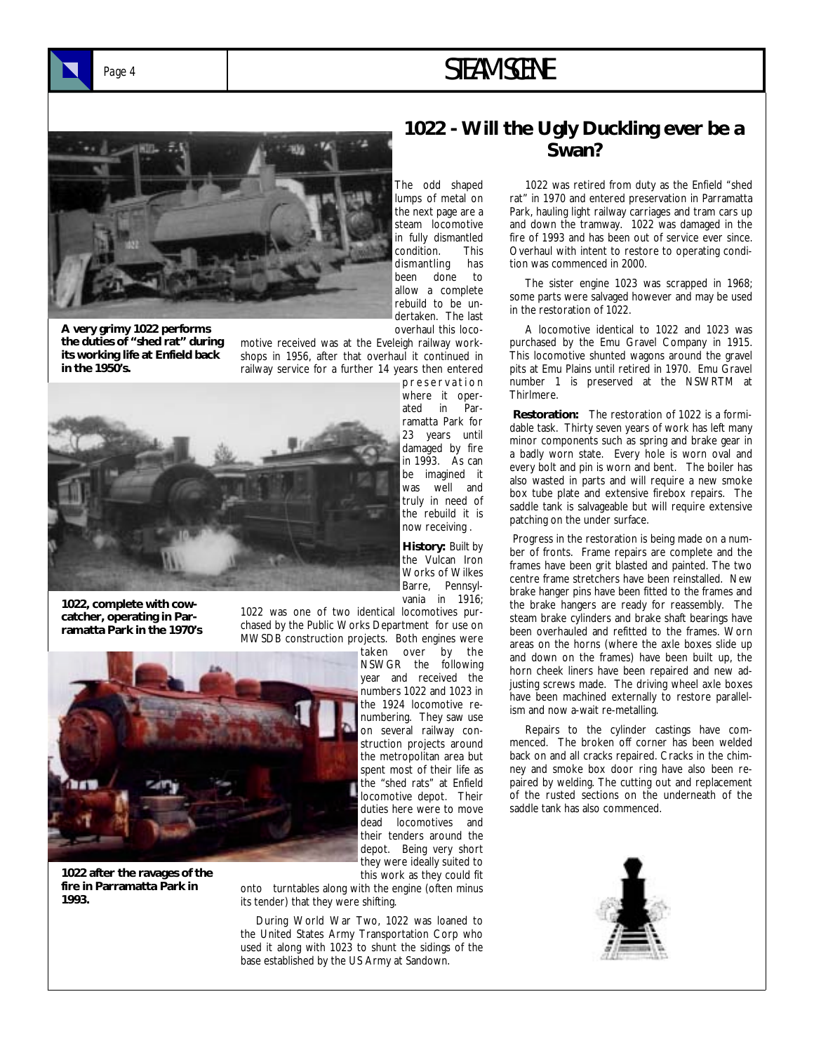# 1022 - Will the Ugly Duckling ever be a Swan?

A very grimy 1022 performs the duties of "shed rat" during its working life at Enfield back in the 1950's.

1022, complete with cow-catcher, operating in Parramatta Park in the 1970's

1022 after the ravages of the fire in Parramatta Park in 1993.

The odd shaped lumps of metal on the next page are a steam locomotive in fully dismantled condition. This dismantling has been done to allow a complete rebuild to be undertaken. The last overhaul this locomotive received was at the Eveleigh railway workshops in 1956, after that overhaul it continued in railway service for a further 14 years then entered preservation where it operated in Parramatta Park for 23 years until damaged by fire in 1993. As can be imagined it was well and truly in need of the rebuild it is now receiving .

**History:** Built by the Vulcan Iron Works of Wilkes Barre, Pennsylvania in 1916; 1022 was one of two identical locomotives purchased by the Public Works Department for use on MWSDB construction projects. Both engines were taken over by the NSWGR the following year and received the numbers 1022 and 1023 in the 1924 locomotive renumbering. They saw use on several railway construction projects around the metropolitan area but spent most of their life as the "shed rats" at Enfield locomotive depot. Their duties here were to move dead locomotives and their tenders around the depot. Being very short they were ideally suited to this work as they could fit onto turntables along with the engine (often minus its tender) that they were shifting.

During World War Two, 1022 was loaned to the United States Army Transportation Corp who used it along with 1023 to shunt the sidings of the base established by the US Army at Sandown.

1022 was retired from duty as the Enfield "shed rat" in 1970 and entered preservation in Parramatta Park, hauling light railway carriages and tram cars up and down the tramway. 1022 was damaged in the fire of 1993 and has been out of service ever since. Overhaul with intent to restore to operating condition was commenced in 2000.

The sister engine 1023 was scrapped in 1968; some parts were salvaged however and may be used in the restoration of 1022.

A locomotive identical to 1022 and 1023 was purchased by the Emu Gravel Company in 1915. This locomotive shunted wagons around the gravel pits at Emu Plains until retired in 1970. Emu Gravel number 1 is preserved at the NSWRTM at Thirlmere.

**Restoration:** The restoration of 1022 is a formidable task. Thirty seven years of work has left many minor components such as spring and brake gear in a badly worn state. Every hole is worn oval and every bolt and pin is worn and bent. The boiler has also wasted in parts and will require a new smoke box tube plate and extensive firebox repairs. The saddle tank is salvageable but will require extensive patching on the under surface.

Progress in the restoration is being made on a number of fronts. Frame repairs are complete and the frames have been grit blasted and painted. The two centre frame stretchers have been reinstalled. New brake hanger pins have been fitted to the frames and the brake hangers are ready for reassembly. The steam brake cylinders and brake shaft bearings have been overhauled and refitted to the frames. Worn areas on the horns (where the axle boxes slide up and down on the frames) have been built up, the horn cheek liners have been repaired and new adjusting screws made. The driving wheel axle boxes have been machined externally to restore parallelism and now a-wait re-metalling.

Repairs to the cylinder castings have commenced. The broken off corner has been welded back on and all cracks repaired. Cracks in the chimney and smoke box door ring have also been repaired by welding. The cutting out and replacement of the rusted sections on the underneath of the saddle tank has also commenced.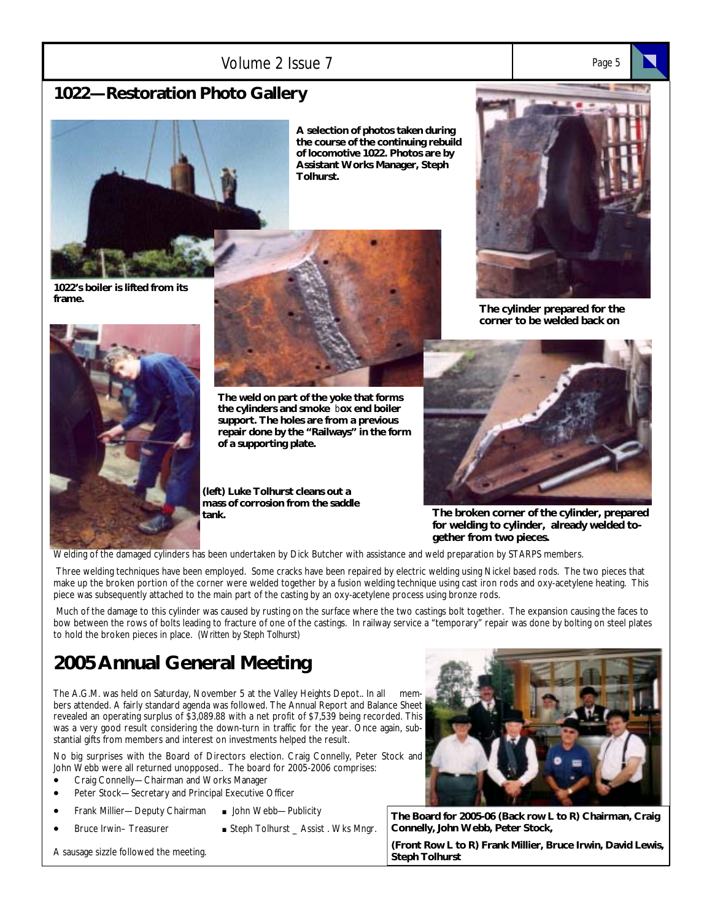## 1022—Restoration Photo Gallery

**A selection of photos taken during the course of the continuing rebuild of locomotive 1022. Photos are by Assistant Works Manager, Steph Tolhurst.**

**1022's boiler is lifted from its frame.**

**The cylinder prepared for the corner to be welded back on**

**The weld on part of the yoke that forms the cylinders and smoke box end boiler support. The holes are from a previous repair done by the "Railways" in the form of a supporting plate.**

**(left) Luke Tolhurst cleans out a mass of corrosion from the saddle tank.**

**The broken corner of the cylinder, prepared for welding to cylinder, already welded together from two pieces.**

Welding of the damaged cylinders has been undertaken by Dick Butcher with assistance and weld preparation by STARPS members.

Three welding techniques have been employed. Some cracks have been repaired by electric welding using Nickel based rods. The two pieces that make up the broken portion of the corner were welded together by a fusion welding technique using cast iron rods and oxy-acetylene heating. This piece was subsequently attached to the main part of the casting by an oxy-acetylene process using bronze rods.

Much of the damage to this cylinder was caused by rusting on the surface where the two castings bolt together. The expansion causing the faces to bow between the rows of bolts leading to fracture of one of the castings. In railway service a "temporary" repair was done by bolting on steel plates to hold the broken pieces in place. (Written by Steph Tolhurst)

## 2005 Annual General Meeting

The A.G.M. was held on Saturday, November 5 at the Valley Heights Depot.. In all members attended. A fairly standard agenda was followed. The Annual Report and Balance Sheet revealed an operating surplus of $3,089.88 with a net profit of $7,539 being recorded. This was a very good result considering the down-turn in traffic for the year. Once again, substantial gifts from members and interest on investments helped the result.

No big surprises with the Board of Directors election. Craig Connelly, Peter Stock and John Webb were all returned unopposed.. The board for 2005-2006 comprises:

- Craig Connelly—Chairman and Works Manager
- Peter Stock—Secretary and Principal Executive Officer
- Frank Millier—Deputy Chairman
- Bruce Irwin– Treasurer
- John Webb—Publicity
- Steph Tolhurst _ Assist . Wks Mngr.

A sausage sizzle followed the meeting.

**The Board for 2005-06 (Back row L to R) Chairman, Craig Connelly, John Webb, Peter Stock,**

**(Front Row L to R) Frank Millier, Bruce Irwin, David Lewis, Steph Tolhurst**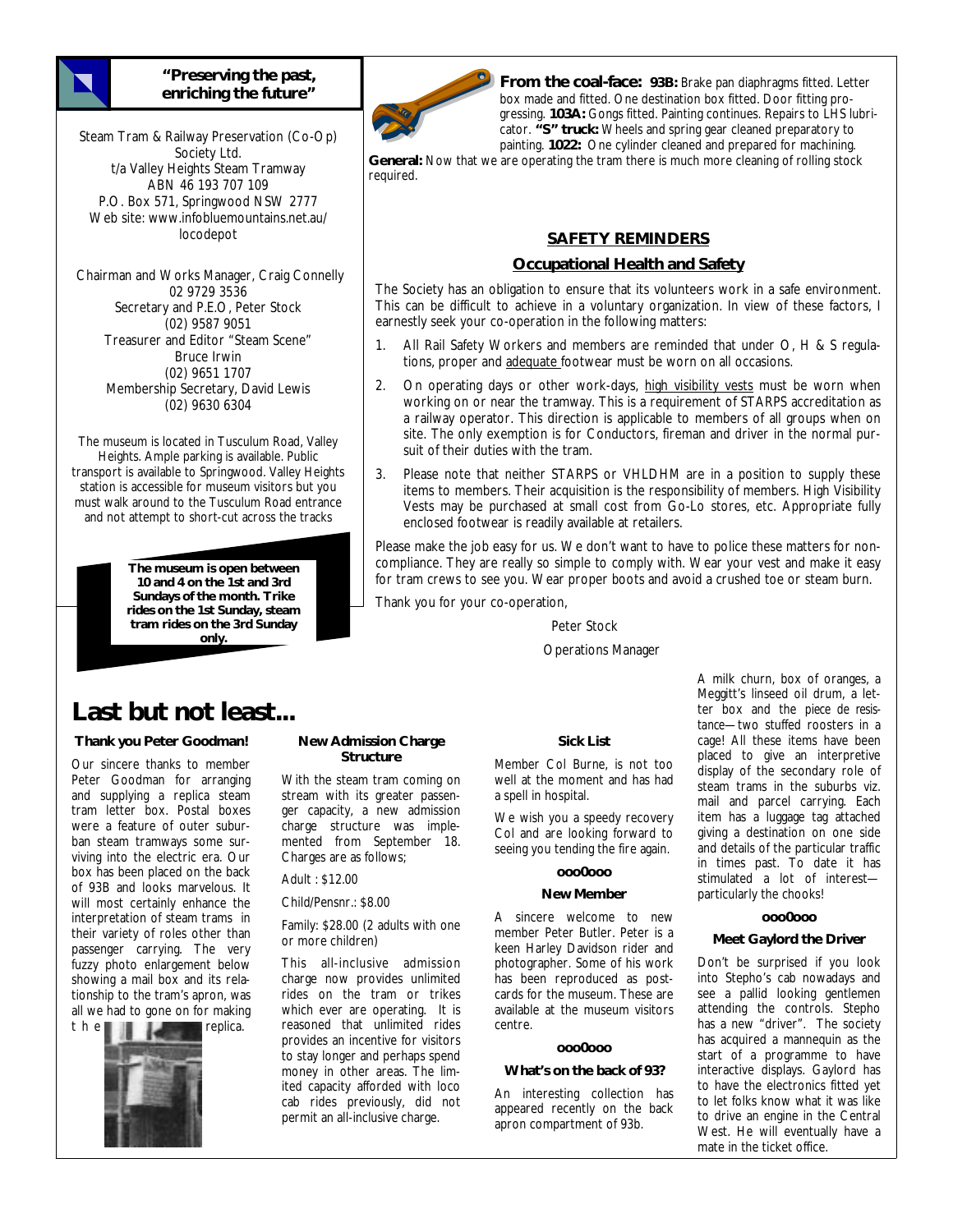**"Preserving the past, enriching the future"**

Steam Tram & Railway Preservation (Co-Op) Society Ltd.
t/a Valley Heights Steam Tramway
ABN 46 193 707 109
P.O. Box 571, Springwood NSW 2777
Web site: www.infobluemountains.net.au/locodepot

Chairman and Works Manager, Craig Connelly
02 9729 3536
Secretary and P.E.O, Peter Stock
(02) 9587 9051
Treasurer and Editor "Steam Scene"
Bruce Irwin
(02) 9651 1707
Membership Secretary, David Lewis
(02) 9630 6304

The museum is located in Tusculum Road, Valley Heights. Ample parking is available. Public transport is available to Springwood. Valley Heights station is accessible for museum visitors but you must walk around to the Tusculum Road entrance and not attempt to short-cut across the tracks

**The museum is open between 10 and 4 on the 1st and 3rd Sundays of the month. Trike rides on the 1st Sunday, steam tram rides on the 3rd Sunday only.**

**From the coal-face: 93B:** Brake pan diaphragms fitted. Letter box made and fitted. One destination box fitted. Door fitting progressing. **103A:** Gongs fitted. Painting continues. Repairs to LHS lubricator. **"S" truck:** Wheels and spring gear cleaned preparatory to painting. **1022:** One cylinder cleaned and prepared for machining.

**General:** Now that we are operating the tram there is much more cleaning of rolling stock required.

## SAFETY REMINDERS

### Occupational Health and Safety

The Society has an obligation to ensure that its volunteers work in a safe environment. This can be difficult to achieve in a voluntary organization. In view of these factors, I earnestly seek your co-operation in the following matters:

1. All Rail Safety Workers and members are reminded that under O, H & S regulations, proper and adequate footwear must be worn on all occasions.
2. On operating days or other work-days, high visibility vests must be worn when working on or near the tramway. This is a requirement of STARPS accreditation as a railway operator. This direction is applicable to members of all groups when on site. The only exemption is for Conductors, fireman and driver in the normal pursuit of their duties with the tram.
3. Please note that neither STARPS or VHLDHM are in a position to supply these items to members. Their acquisition is the responsibility of members. High Visibility Vests may be purchased at small cost from Go-Lo stores, etc. Appropriate fully enclosed footwear is readily available at retailers.

Please make the job easy for us. We don't want to have to police these matters for non-compliance. They are really so simple to comply with. Wear your vest and make it easy for tram crews to see you. Wear proper boots and avoid a crushed toe or steam burn.

Thank you for your co-operation,

Peter Stock

Operations Manager

# Last but not least...

### Thank you Peter Goodman!

Our sincere thanks to member Peter Goodman for arranging and supplying a replica steam tram letter box. Postal boxes were a feature of outer suburban steam tramways some surviving into the electric era. Our box has been placed on the back of 93B and looks marvelous. It will most certainly enhance the interpretation of steam trams in their variety of roles other than passenger carrying. The very fuzzy photo enlargement below showing a mail box and its relationship to the tram's apron, was all we had to gone on for making the replica.

### New Admission Charge Structure

With the steam tram coming on stream with its greater passenger capacity, a new admission charge structure was implemented from September 18. Charges are as follows;

Adult : $12.00

Child/Pensnr.: $8.00

Family: $28.00 (2 adults with one or more children)

This all-inclusive admission charge now provides unlimited rides on the tram or trikes which ever are operating. It is reasoned that unlimited rides provides an incentive for visitors to stay longer and perhaps spend money in other areas. The limited capacity afforded with loco cab rides previously, did not permit an all-inclusive charge.

### Sick List

Member Col Burne, is not too well at the moment and has had a spell in hospital.

We wish you a speedy recovery Col and are looking forward to seeing you tending the fire again.

ooo0ooo

### New Member

A sincere welcome to new member Peter Butler. Peter is a keen Harley Davidson rider and photographer. Some of his work has been reproduced as postcards for the museum. These are available at the museum visitors centre.

ooo0ooo

### What's on the back of 93?

An interesting collection has appeared recently on the back apron compartment of 93b. A milk churn, box of oranges, a Meggitt's linseed oil drum, a letter box and the piece de resistance—two stuffed roosters in a cage! All these items have been placed to give an interpretive display of the secondary role of steam trams in the suburbs viz. mail and parcel carrying. Each item has a luggage tag attached giving a destination on one side and details of the particular traffic in times past. To date it has stimulated a lot of interest—particularly the chooks!

ooo0ooo

### Meet Gaylord the Driver

Don't be surprised if you look into Stepho's cab nowadays and see a pallid looking gentlemen attending the controls. Stepho has a new "driver". The society has acquired a mannequin as the start of a programme to have interactive displays. Gaylord has to have the electronics fitted yet to let folks know what it was like to drive an engine in the Central West. He will eventually have a mate in the ticket office.